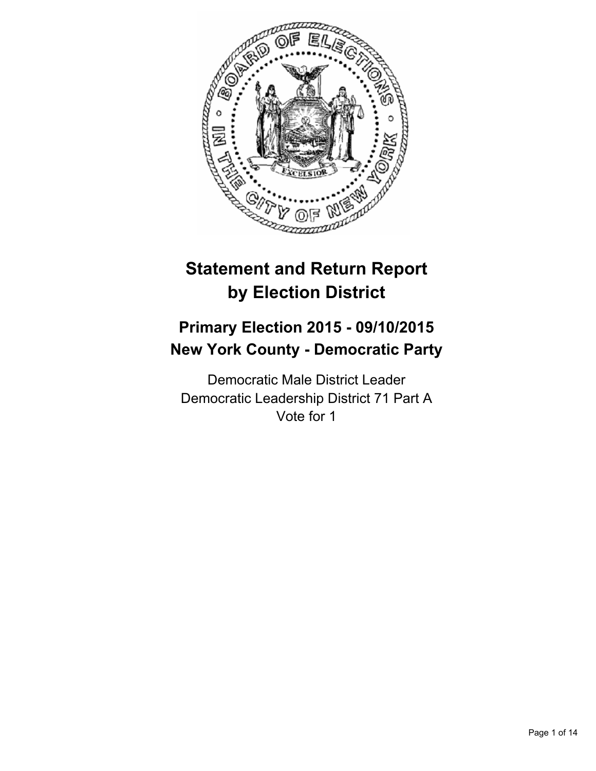# Statement and Return Report by Election District

## Primary Election 2015 - 09/10/2015
## New York County - Democratic Party

Democratic Male District Leader
Democratic Leadership District 71 Part A
Vote for 1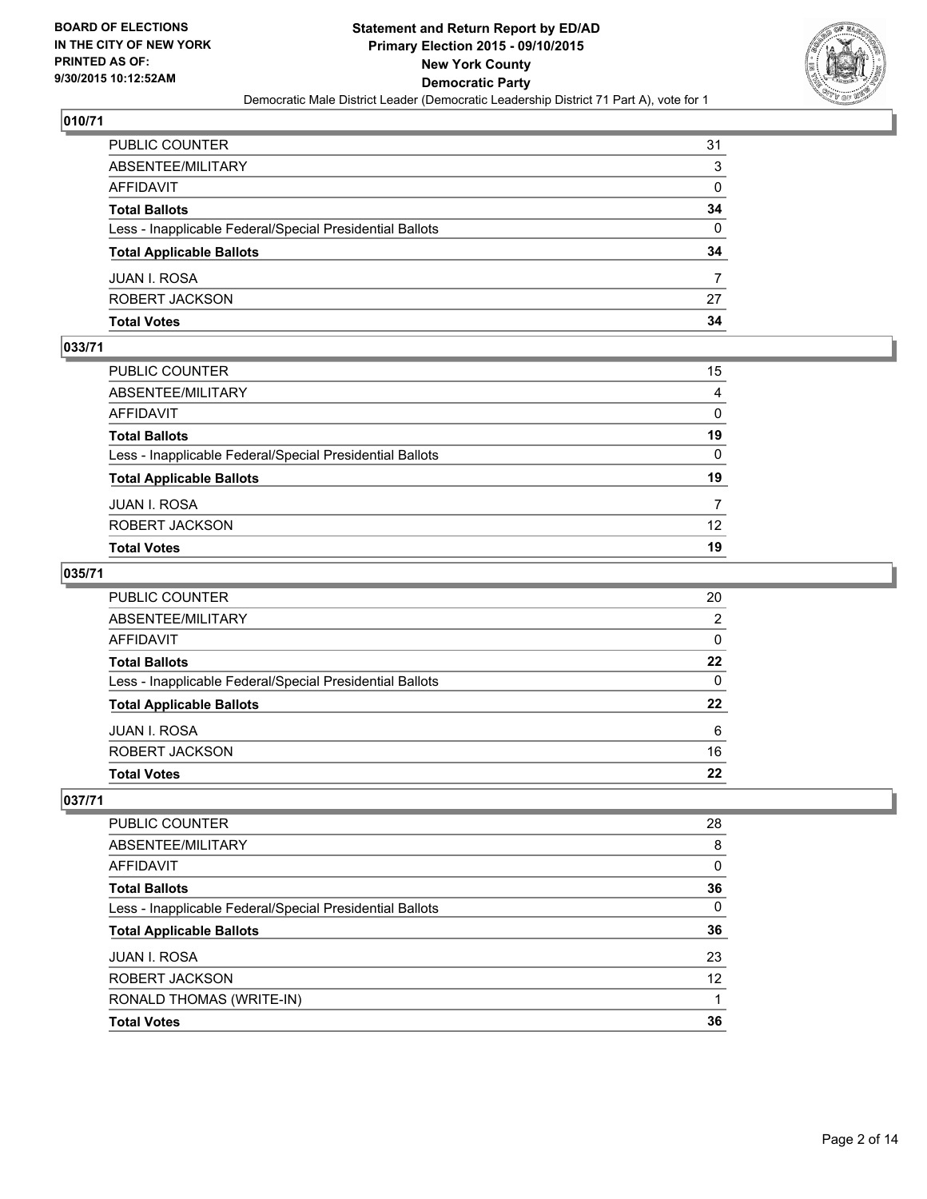## 010/71

| | |
|---|---|
| PUBLIC COUNTER | 31 |
| ABSENTEE/MILITARY | 3 |
| AFFIDAVIT | 0 |
| **Total Ballots** | **34** |
| Less - Inapplicable Federal/Special Presidential Ballots | 0 |
| **Total Applicable Ballots** | **34** |
| JUAN I. ROSA | 7 |
| ROBERT JACKSON | 27 |
| **Total Votes** | **34** |

## 033/71

| | |
|---|---|
| PUBLIC COUNTER | 15 |
| ABSENTEE/MILITARY | 4 |
| AFFIDAVIT | 0 |
| **Total Ballots** | **19** |
| Less - Inapplicable Federal/Special Presidential Ballots | 0 |
| **Total Applicable Ballots** | **19** |
| JUAN I. ROSA | 7 |
| ROBERT JACKSON | 12 |
| **Total Votes** | **19** |

## 035/71

| | |
|---|---|
| PUBLIC COUNTER | 20 |
| ABSENTEE/MILITARY | 2 |
| AFFIDAVIT | 0 |
| **Total Ballots** | **22** |
| Less - Inapplicable Federal/Special Presidential Ballots | 0 |
| **Total Applicable Ballots** | **22** |
| JUAN I. ROSA | 6 |
| ROBERT JACKSON | 16 |
| **Total Votes** | **22** |

## 037/71

| | |
|---|---|
| PUBLIC COUNTER | 28 |
| ABSENTEE/MILITARY | 8 |
| AFFIDAVIT | 0 |
| **Total Ballots** | **36** |
| Less - Inapplicable Federal/Special Presidential Ballots | 0 |
| **Total Applicable Ballots** | **36** |
| JUAN I. ROSA | 23 |
| ROBERT JACKSON | 12 |
| RONALD THOMAS (WRITE-IN) | 1 |
| **Total Votes** | **36** |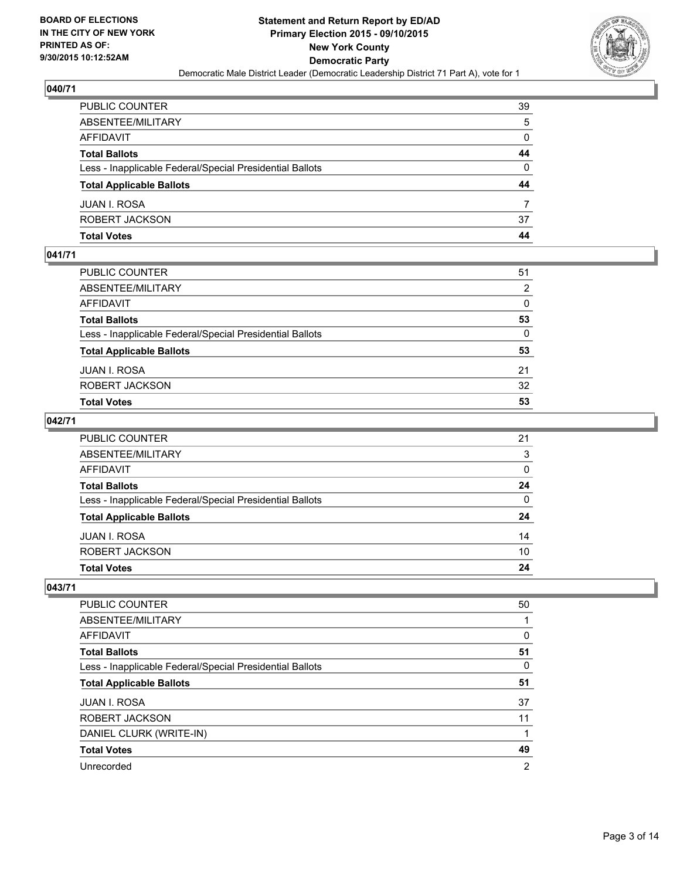## 040/71

| | |
|---|---|
| PUBLIC COUNTER | 39 |
| ABSENTEE/MILITARY | 5 |
| AFFIDAVIT | 0 |
| **Total Ballots** | **44** |
| Less - Inapplicable Federal/Special Presidential Ballots | 0 |
| **Total Applicable Ballots** | **44** |
| JUAN I. ROSA | 7 |
| ROBERT JACKSON | 37 |
| **Total Votes** | **44** |

## 041/71

| | |
|---|---|
| PUBLIC COUNTER | 51 |
| ABSENTEE/MILITARY | 2 |
| AFFIDAVIT | 0 |
| **Total Ballots** | **53** |
| Less - Inapplicable Federal/Special Presidential Ballots | 0 |
| **Total Applicable Ballots** | **53** |
| JUAN I. ROSA | 21 |
| ROBERT JACKSON | 32 |
| **Total Votes** | **53** |

## 042/71

| | |
|---|---|
| PUBLIC COUNTER | 21 |
| ABSENTEE/MILITARY | 3 |
| AFFIDAVIT | 0 |
| **Total Ballots** | **24** |
| Less - Inapplicable Federal/Special Presidential Ballots | 0 |
| **Total Applicable Ballots** | **24** |
| JUAN I. ROSA | 14 |
| ROBERT JACKSON | 10 |
| **Total Votes** | **24** |

## 043/71

| | |
|---|---|
| PUBLIC COUNTER | 50 |
| ABSENTEE/MILITARY | 1 |
| AFFIDAVIT | 0 |
| **Total Ballots** | **51** |
| Less - Inapplicable Federal/Special Presidential Ballots | 0 |
| **Total Applicable Ballots** | **51** |
| JUAN I. ROSA | 37 |
| ROBERT JACKSON | 11 |
| DANIEL CLURK (WRITE-IN) | 1 |
| **Total Votes** | **49** |
| Unrecorded | 2 |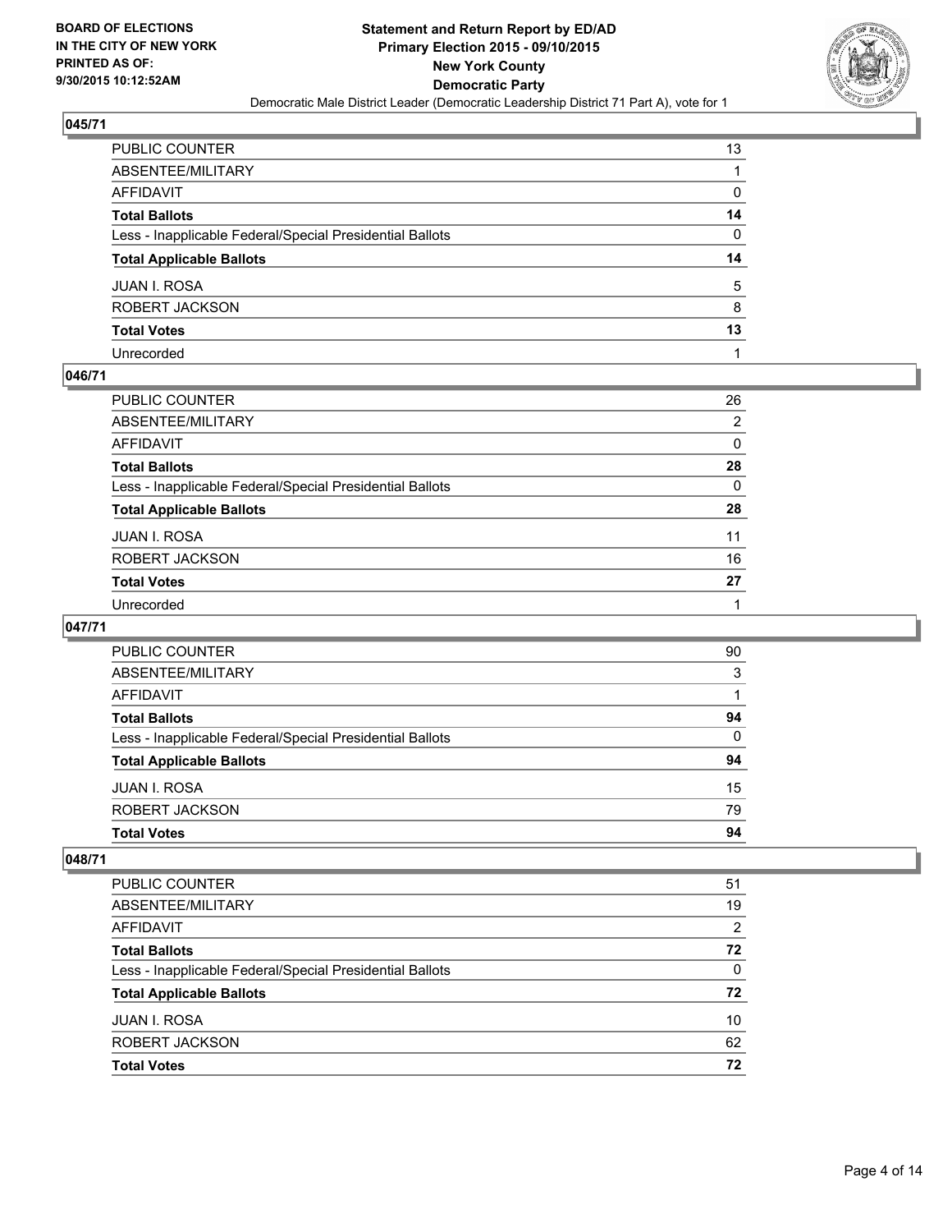## 045/71

| | |
|---|---|
| PUBLIC COUNTER | 13 |
| ABSENTEE/MILITARY | 1 |
| AFFIDAVIT | 0 |
| **Total Ballots** | **14** |
| Less - Inapplicable Federal/Special Presidential Ballots | 0 |
| **Total Applicable Ballots** | **14** |
| JUAN I. ROSA | 5 |
| ROBERT JACKSON | 8 |
| **Total Votes** | **13** |
| Unrecorded | 1 |

## 046/71

| | |
|---|---|
| PUBLIC COUNTER | 26 |
| ABSENTEE/MILITARY | 2 |
| AFFIDAVIT | 0 |
| **Total Ballots** | **28** |
| Less - Inapplicable Federal/Special Presidential Ballots | 0 |
| **Total Applicable Ballots** | **28** |
| JUAN I. ROSA | 11 |
| ROBERT JACKSON | 16 |
| **Total Votes** | **27** |
| Unrecorded | 1 |

## 047/71

| | |
|---|---|
| PUBLIC COUNTER | 90 |
| ABSENTEE/MILITARY | 3 |
| AFFIDAVIT | 1 |
| **Total Ballots** | **94** |
| Less - Inapplicable Federal/Special Presidential Ballots | 0 |
| **Total Applicable Ballots** | **94** |
| JUAN I. ROSA | 15 |
| ROBERT JACKSON | 79 |
| **Total Votes** | **94** |

## 048/71

| | |
|---|---|
| PUBLIC COUNTER | 51 |
| ABSENTEE/MILITARY | 19 |
| AFFIDAVIT | 2 |
| **Total Ballots** | **72** |
| Less - Inapplicable Federal/Special Presidential Ballots | 0 |
| **Total Applicable Ballots** | **72** |
| JUAN I. ROSA | 10 |
| ROBERT JACKSON | 62 |
| **Total Votes** | **72** |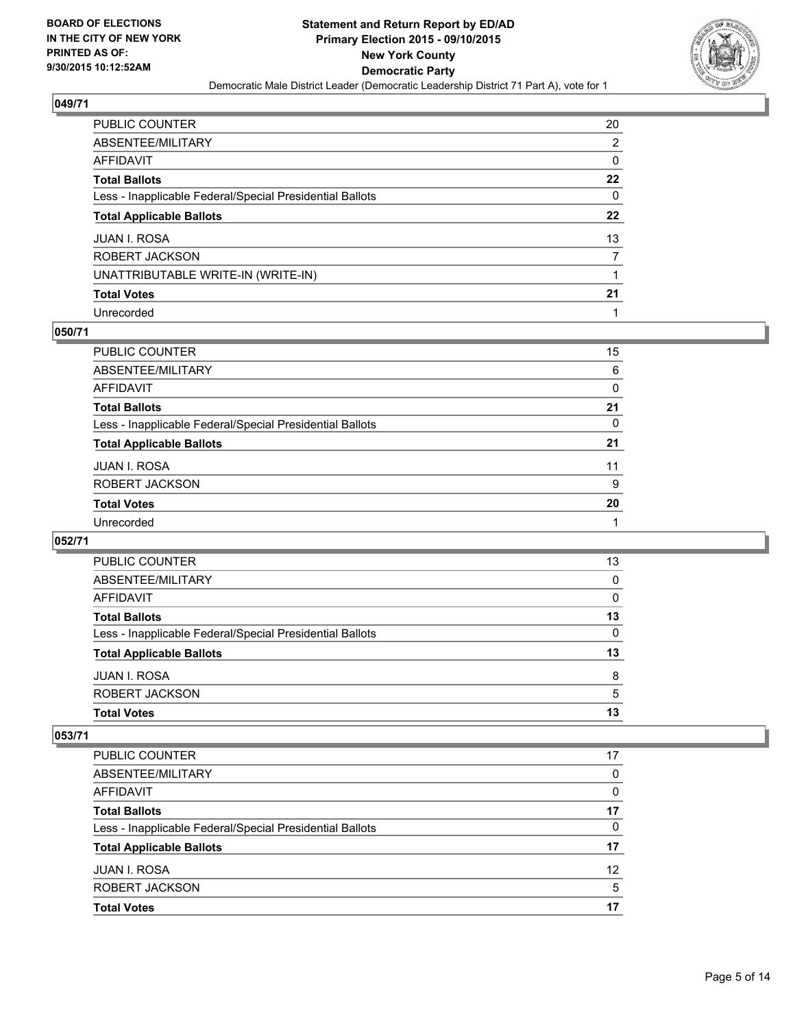BOARD OF ELECTIONS
IN THE CITY OF NEW YORK
PRINTED AS OF:
9/30/2015 10:12:52AM

# Statement and Return Report by ED/AD
## Primary Election 2015 - 09/10/2015
## New York County
## Democratic Party
Democratic Male District Leader (Democratic Leadership District 71 Part A), vote for 1

### 049/71

| | |
|---|---|
| PUBLIC COUNTER | 20 |
| ABSENTEE/MILITARY | 2 |
| AFFIDAVIT | 0 |
| **Total Ballots** | **22** |
| Less - Inapplicable Federal/Special Presidential Ballots | 0 |
| **Total Applicable Ballots** | **22** |
| JUAN I. ROSA | 13 |
| ROBERT JACKSON | 7 |
| UNATTRIBUTABLE WRITE-IN (WRITE-IN) | 1 |
| **Total Votes** | **21** |
| Unrecorded | 1 |

### 050/71

| | |
|---|---|
| PUBLIC COUNTER | 15 |
| ABSENTEE/MILITARY | 6 |
| AFFIDAVIT | 0 |
| **Total Ballots** | **21** |
| Less - Inapplicable Federal/Special Presidential Ballots | 0 |
| **Total Applicable Ballots** | **21** |
| JUAN I. ROSA | 11 |
| ROBERT JACKSON | 9 |
| **Total Votes** | **20** |
| Unrecorded | 1 |

### 052/71

| | |
|---|---|
| PUBLIC COUNTER | 13 |
| ABSENTEE/MILITARY | 0 |
| AFFIDAVIT | 0 |
| **Total Ballots** | **13** |
| Less - Inapplicable Federal/Special Presidential Ballots | 0 |
| **Total Applicable Ballots** | **13** |
| JUAN I. ROSA | 8 |
| ROBERT JACKSON | 5 |
| **Total Votes** | **13** |

### 053/71

| | |
|---|---|
| PUBLIC COUNTER | 17 |
| ABSENTEE/MILITARY | 0 |
| AFFIDAVIT | 0 |
| **Total Ballots** | **17** |
| Less - Inapplicable Federal/Special Presidential Ballots | 0 |
| **Total Applicable Ballots** | **17** |
| JUAN I. ROSA | 12 |
| ROBERT JACKSON | 5 |
| **Total Votes** | **17** |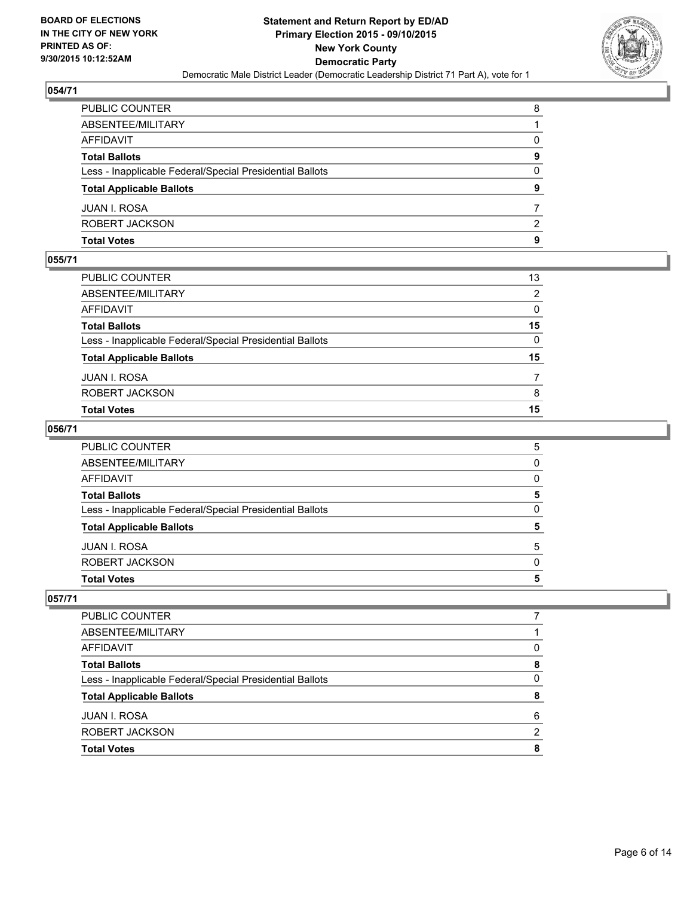BOARD OF ELECTIONS
IN THE CITY OF NEW YORK
PRINTED AS OF:
9/30/2015 10:12:52AM

**Statement and Return Report by ED/AD**
**Primary Election 2015 - 09/10/2015**
**New York County**
**Democratic Party**
Democratic Male District Leader (Democratic Leadership District 71 Part A), vote for 1

### 054/71

| | |
|---|---|
| PUBLIC COUNTER | 8 |
| ABSENTEE/MILITARY | 1 |
| AFFIDAVIT | 0 |
| **Total Ballots** | **9** |
| Less - Inapplicable Federal/Special Presidential Ballots | 0 |
| **Total Applicable Ballots** | **9** |
| JUAN I. ROSA | 7 |
| ROBERT JACKSON | 2 |
| **Total Votes** | **9** |

### 055/71

| | |
|---|---|
| PUBLIC COUNTER | 13 |
| ABSENTEE/MILITARY | 2 |
| AFFIDAVIT | 0 |
| **Total Ballots** | **15** |
| Less - Inapplicable Federal/Special Presidential Ballots | 0 |
| **Total Applicable Ballots** | **15** |
| JUAN I. ROSA | 7 |
| ROBERT JACKSON | 8 |
| **Total Votes** | **15** |

### 056/71

| | |
|---|---|
| PUBLIC COUNTER | 5 |
| ABSENTEE/MILITARY | 0 |
| AFFIDAVIT | 0 |
| **Total Ballots** | **5** |
| Less - Inapplicable Federal/Special Presidential Ballots | 0 |
| **Total Applicable Ballots** | **5** |
| JUAN I. ROSA | 5 |
| ROBERT JACKSON | 0 |
| **Total Votes** | **5** |

### 057/71

| | |
|---|---|
| PUBLIC COUNTER | 7 |
| ABSENTEE/MILITARY | 1 |
| AFFIDAVIT | 0 |
| **Total Ballots** | **8** |
| Less - Inapplicable Federal/Special Presidential Ballots | 0 |
| **Total Applicable Ballots** | **8** |
| JUAN I. ROSA | 6 |
| ROBERT JACKSON | 2 |
| **Total Votes** | **8** |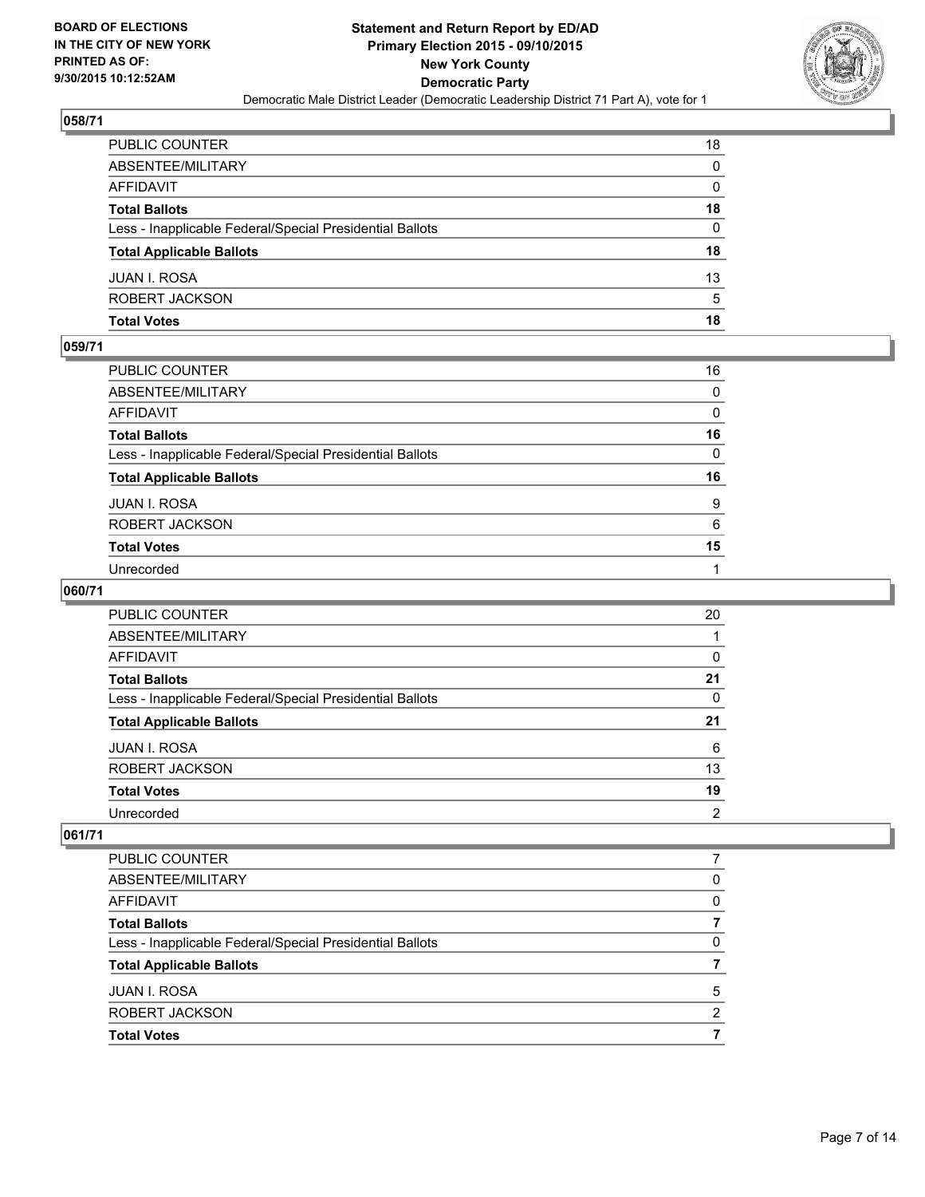## 058/71

| | |
|---|---|
| PUBLIC COUNTER | 18 |
| ABSENTEE/MILITARY | 0 |
| AFFIDAVIT | 0 |
| **Total Ballots** | **18** |
| Less - Inapplicable Federal/Special Presidential Ballots | 0 |
| **Total Applicable Ballots** | **18** |
| JUAN I. ROSA | 13 |
| ROBERT JACKSON | 5 |
| **Total Votes** | **18** |

## 059/71

| | |
|---|---|
| PUBLIC COUNTER | 16 |
| ABSENTEE/MILITARY | 0 |
| AFFIDAVIT | 0 |
| **Total Ballots** | **16** |
| Less - Inapplicable Federal/Special Presidential Ballots | 0 |
| **Total Applicable Ballots** | **16** |
| JUAN I. ROSA | 9 |
| ROBERT JACKSON | 6 |
| **Total Votes** | **15** |
| Unrecorded | 1 |

## 060/71

| | |
|---|---|
| PUBLIC COUNTER | 20 |
| ABSENTEE/MILITARY | 1 |
| AFFIDAVIT | 0 |
| **Total Ballots** | **21** |
| Less - Inapplicable Federal/Special Presidential Ballots | 0 |
| **Total Applicable Ballots** | **21** |
| JUAN I. ROSA | 6 |
| ROBERT JACKSON | 13 |
| **Total Votes** | **19** |
| Unrecorded | 2 |

## 061/71

| | |
|---|---|
| PUBLIC COUNTER | 7 |
| ABSENTEE/MILITARY | 0 |
| AFFIDAVIT | 0 |
| **Total Ballots** | **7** |
| Less - Inapplicable Federal/Special Presidential Ballots | 0 |
| **Total Applicable Ballots** | **7** |
| JUAN I. ROSA | 5 |
| ROBERT JACKSON | 2 |
| **Total Votes** | **7** |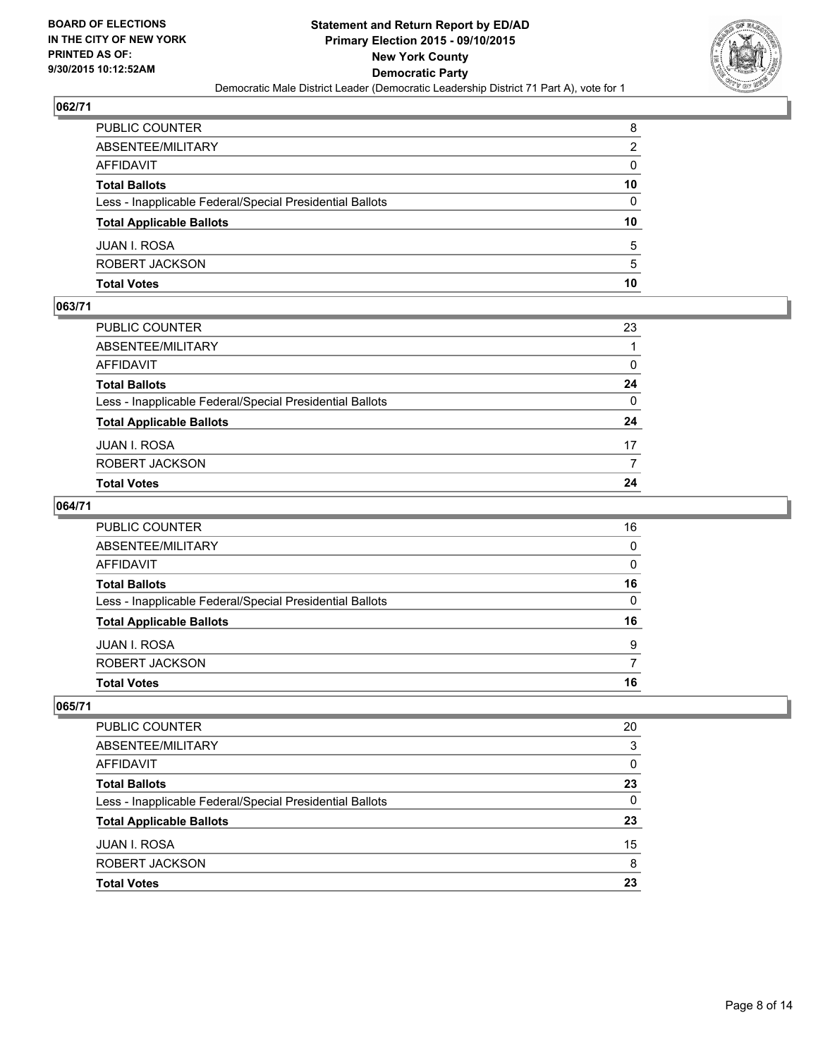**Statement and Return Report by ED/AD**
**Primary Election 2015 - 09/10/2015**
**New York County**
**Democratic Party**
Democratic Male District Leader (Democratic Leadership District 71 Part A), vote for 1

BOARD OF ELECTIONS
IN THE CITY OF NEW YORK
PRINTED AS OF:
9/30/2015 10:12:52AM

### 062/71

| | |
|---|---|
| PUBLIC COUNTER | 8 |
| ABSENTEE/MILITARY | 2 |
| AFFIDAVIT | 0 |
| **Total Ballots** | **10** |
| Less - Inapplicable Federal/Special Presidential Ballots | 0 |
| **Total Applicable Ballots** | **10** |
| JUAN I. ROSA | 5 |
| ROBERT JACKSON | 5 |
| **Total Votes** | **10** |

### 063/71

| | |
|---|---|
| PUBLIC COUNTER | 23 |
| ABSENTEE/MILITARY | 1 |
| AFFIDAVIT | 0 |
| **Total Ballots** | **24** |
| Less - Inapplicable Federal/Special Presidential Ballots | 0 |
| **Total Applicable Ballots** | **24** |
| JUAN I. ROSA | 17 |
| ROBERT JACKSON | 7 |
| **Total Votes** | **24** |

### 064/71

| | |
|---|---|
| PUBLIC COUNTER | 16 |
| ABSENTEE/MILITARY | 0 |
| AFFIDAVIT | 0 |
| **Total Ballots** | **16** |
| Less - Inapplicable Federal/Special Presidential Ballots | 0 |
| **Total Applicable Ballots** | **16** |
| JUAN I. ROSA | 9 |
| ROBERT JACKSON | 7 |
| **Total Votes** | **16** |

### 065/71

| | |
|---|---|
| PUBLIC COUNTER | 20 |
| ABSENTEE/MILITARY | 3 |
| AFFIDAVIT | 0 |
| **Total Ballots** | **23** |
| Less - Inapplicable Federal/Special Presidential Ballots | 0 |
| **Total Applicable Ballots** | **23** |
| JUAN I. ROSA | 15 |
| ROBERT JACKSON | 8 |
| **Total Votes** | **23** |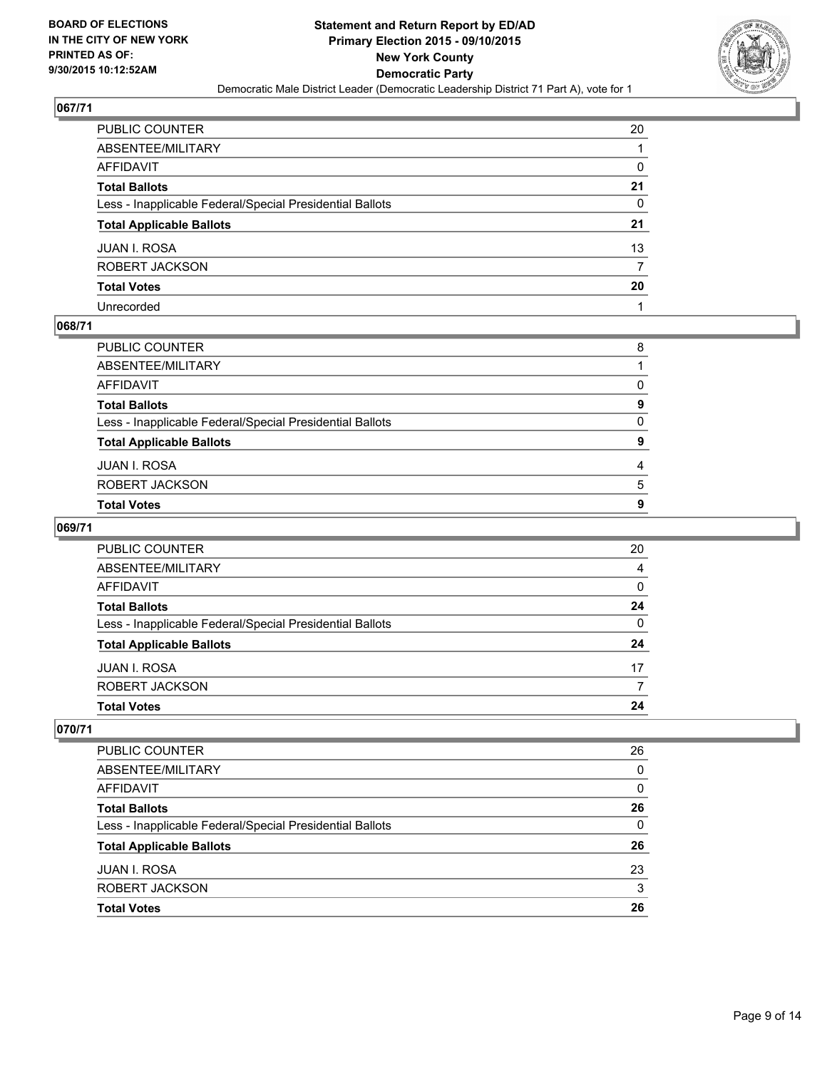BOARD OF ELECTIONS
IN THE CITY OF NEW YORK
PRINTED AS OF:
9/30/2015 10:12:52AM

**Statement and Return Report by ED/AD**
**Primary Election 2015 - 09/10/2015**
**New York County**
**Democratic Party**
Democratic Male District Leader (Democratic Leadership District 71 Part A), vote for 1

## 067/71

| | |
|---|---|
| PUBLIC COUNTER | 20 |
| ABSENTEE/MILITARY | 1 |
| AFFIDAVIT | 0 |
| **Total Ballots** | **21** |
| Less - Inapplicable Federal/Special Presidential Ballots | 0 |
| **Total Applicable Ballots** | **21** |
| JUAN I. ROSA | 13 |
| ROBERT JACKSON | 7 |
| **Total Votes** | **20** |
| Unrecorded | 1 |

## 068/71

| | |
|---|---|
| PUBLIC COUNTER | 8 |
| ABSENTEE/MILITARY | 1 |
| AFFIDAVIT | 0 |
| **Total Ballots** | **9** |
| Less - Inapplicable Federal/Special Presidential Ballots | 0 |
| **Total Applicable Ballots** | **9** |
| JUAN I. ROSA | 4 |
| ROBERT JACKSON | 5 |
| **Total Votes** | **9** |

## 069/71

| | |
|---|---|
| PUBLIC COUNTER | 20 |
| ABSENTEE/MILITARY | 4 |
| AFFIDAVIT | 0 |
| **Total Ballots** | **24** |
| Less - Inapplicable Federal/Special Presidential Ballots | 0 |
| **Total Applicable Ballots** | **24** |
| JUAN I. ROSA | 17 |
| ROBERT JACKSON | 7 |
| **Total Votes** | **24** |

## 070/71

| | |
|---|---|
| PUBLIC COUNTER | 26 |
| ABSENTEE/MILITARY | 0 |
| AFFIDAVIT | 0 |
| **Total Ballots** | **26** |
| Less - Inapplicable Federal/Special Presidential Ballots | 0 |
| **Total Applicable Ballots** | **26** |
| JUAN I. ROSA | 23 |
| ROBERT JACKSON | 3 |
| **Total Votes** | **26** |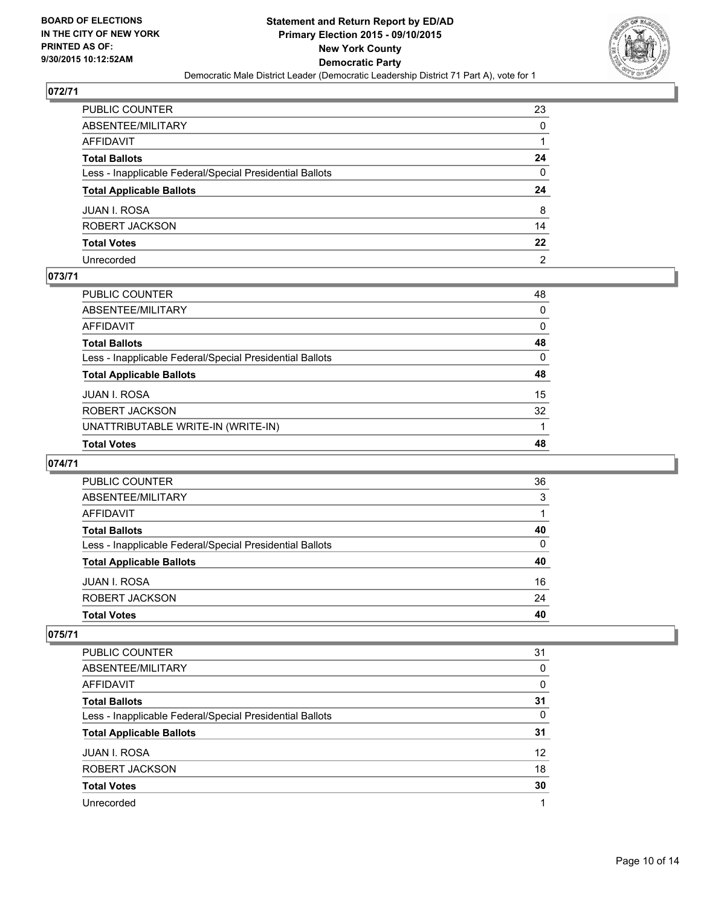**BOARD OF ELECTIONS IN THE CITY OF NEW YORK PRINTED AS OF: 9/30/2015 10:12:52AM**

**Statement and Return Report by ED/AD Primary Election 2015 - 09/10/2015 New York County Democratic Party**

Democratic Male District Leader (Democratic Leadership District 71 Part A), vote for 1

## 072/71

| | |
|---|---|
| PUBLIC COUNTER | 23 |
| ABSENTEE/MILITARY | 0 |
| AFFIDAVIT | 1 |
| **Total Ballots** | **24** |
| Less - Inapplicable Federal/Special Presidential Ballots | 0 |
| **Total Applicable Ballots** | **24** |
| JUAN I. ROSA | 8 |
| ROBERT JACKSON | 14 |
| **Total Votes** | **22** |
| Unrecorded | 2 |

## 073/71

| | |
|---|---|
| PUBLIC COUNTER | 48 |
| ABSENTEE/MILITARY | 0 |
| AFFIDAVIT | 0 |
| **Total Ballots** | **48** |
| Less - Inapplicable Federal/Special Presidential Ballots | 0 |
| **Total Applicable Ballots** | **48** |
| JUAN I. ROSA | 15 |
| ROBERT JACKSON | 32 |
| UNATTRIBUTABLE WRITE-IN (WRITE-IN) | 1 |
| **Total Votes** | **48** |

## 074/71

| | |
|---|---|
| PUBLIC COUNTER | 36 |
| ABSENTEE/MILITARY | 3 |
| AFFIDAVIT | 1 |
| **Total Ballots** | **40** |
| Less - Inapplicable Federal/Special Presidential Ballots | 0 |
| **Total Applicable Ballots** | **40** |
| JUAN I. ROSA | 16 |
| ROBERT JACKSON | 24 |
| **Total Votes** | **40** |

## 075/71

| | |
|---|---|
| PUBLIC COUNTER | 31 |
| ABSENTEE/MILITARY | 0 |
| AFFIDAVIT | 0 |
| **Total Ballots** | **31** |
| Less - Inapplicable Federal/Special Presidential Ballots | 0 |
| **Total Applicable Ballots** | **31** |
| JUAN I. ROSA | 12 |
| ROBERT JACKSON | 18 |
| **Total Votes** | **30** |
| Unrecorded | 1 |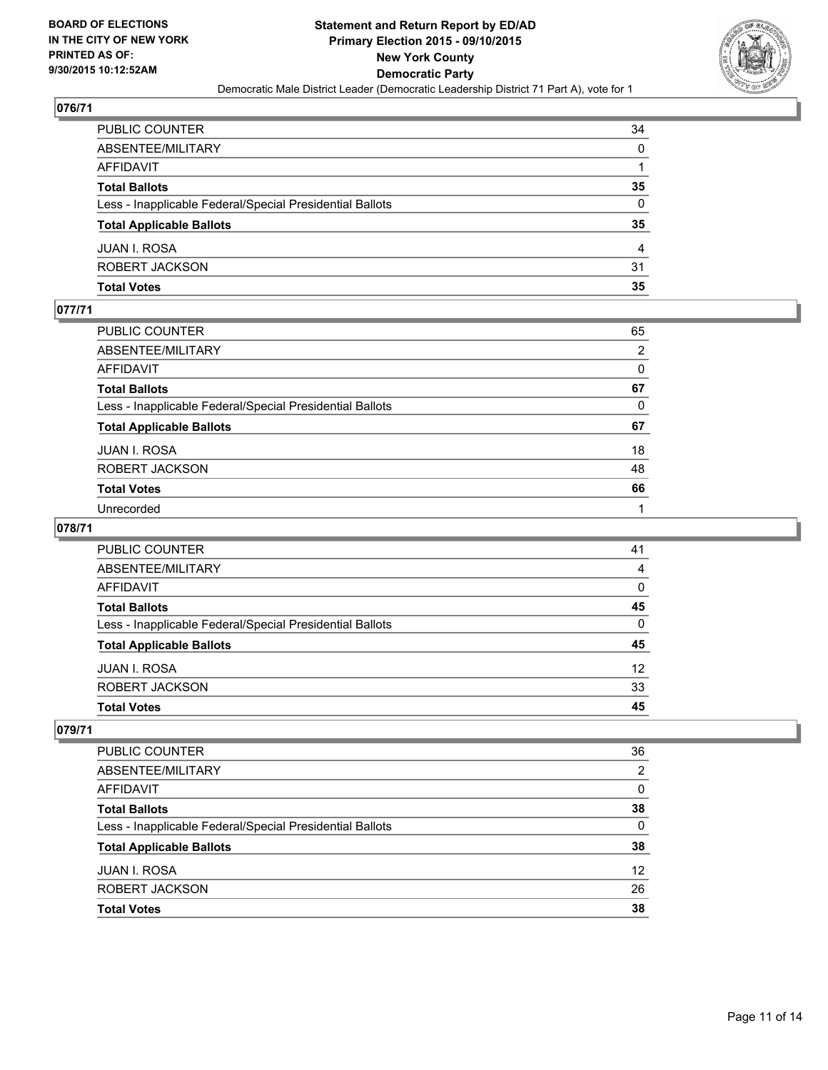**Board of Elections in the City of New York**
**Printed as of: 9/30/2015 10:12:52AM**

# Statement and Return Report by ED/AD
## Primary Election 2015 - 09/10/2015
## New York County
## Democratic Party
### Democratic Male District Leader (Democratic Leadership District 71 Part A), vote for 1

### 076/71

| | |
|---|---|
| PUBLIC COUNTER | 34 |
| ABSENTEE/MILITARY | 0 |
| AFFIDAVIT | 1 |
| **Total Ballots** | **35** |
| Less - Inapplicable Federal/Special Presidential Ballots | 0 |
| **Total Applicable Ballots** | **35** |
| JUAN I. ROSA | 4 |
| ROBERT JACKSON | 31 |
| **Total Votes** | **35** |

### 077/71

| | |
|---|---|
| PUBLIC COUNTER | 65 |
| ABSENTEE/MILITARY | 2 |
| AFFIDAVIT | 0 |
| **Total Ballots** | **67** |
| Less - Inapplicable Federal/Special Presidential Ballots | 0 |
| **Total Applicable Ballots** | **67** |
| JUAN I. ROSA | 18 |
| ROBERT JACKSON | 48 |
| **Total Votes** | **66** |
| Unrecorded | 1 |

### 078/71

| | |
|---|---|
| PUBLIC COUNTER | 41 |
| ABSENTEE/MILITARY | 4 |
| AFFIDAVIT | 0 |
| **Total Ballots** | **45** |
| Less - Inapplicable Federal/Special Presidential Ballots | 0 |
| **Total Applicable Ballots** | **45** |
| JUAN I. ROSA | 12 |
| ROBERT JACKSON | 33 |
| **Total Votes** | **45** |

### 079/71

| | |
|---|---|
| PUBLIC COUNTER | 36 |
| ABSENTEE/MILITARY | 2 |
| AFFIDAVIT | 0 |
| **Total Ballots** | **38** |
| Less - Inapplicable Federal/Special Presidential Ballots | 0 |
| **Total Applicable Ballots** | **38** |
| JUAN I. ROSA | 12 |
| ROBERT JACKSON | 26 |
| **Total Votes** | **38** |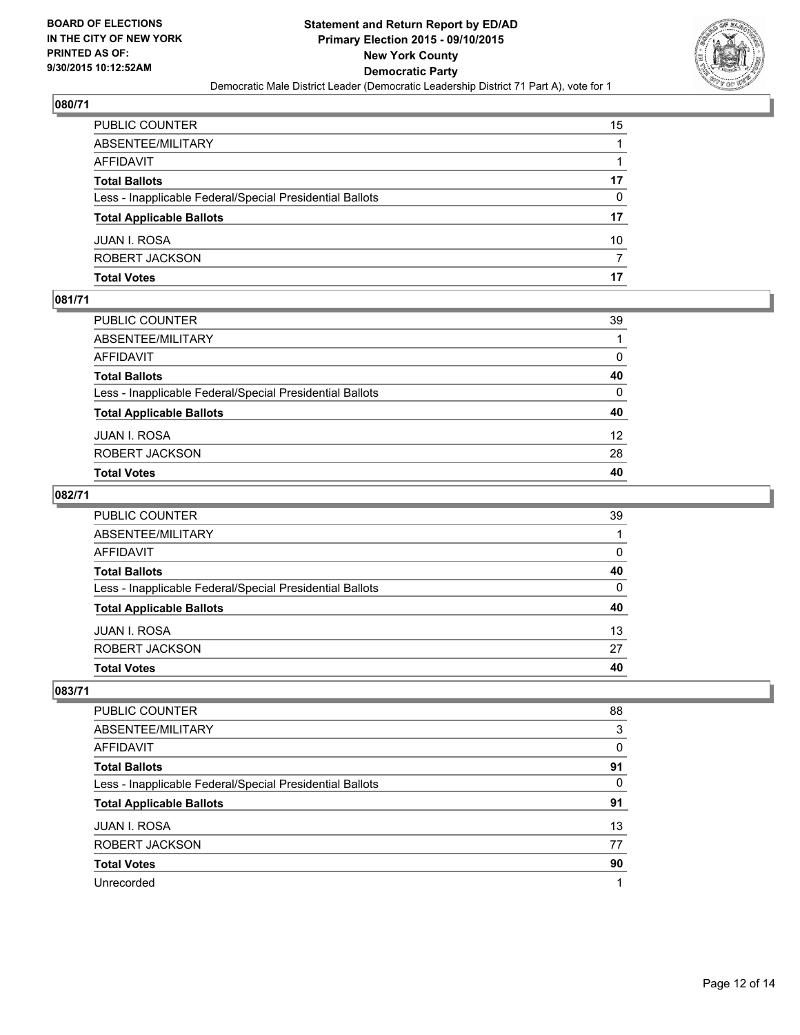**BOARD OF ELECTIONS IN THE CITY OF NEW YORK PRINTED AS OF: 9/30/2015 10:12:52AM**

**Statement and Return Report by ED/AD Primary Election 2015 - 09/10/2015 New York County Democratic Party**

Democratic Male District Leader (Democratic Leadership District 71 Part A), vote for 1

## 080/71

| | |
|---|---|
| PUBLIC COUNTER | 15 |
| ABSENTEE/MILITARY | 1 |
| AFFIDAVIT | 1 |
| **Total Ballots** | **17** |
| Less - Inapplicable Federal/Special Presidential Ballots | 0 |
| **Total Applicable Ballots** | **17** |
| JUAN I. ROSA | 10 |
| ROBERT JACKSON | 7 |
| **Total Votes** | **17** |

## 081/71

| | |
|---|---|
| PUBLIC COUNTER | 39 |
| ABSENTEE/MILITARY | 1 |
| AFFIDAVIT | 0 |
| **Total Ballots** | **40** |
| Less - Inapplicable Federal/Special Presidential Ballots | 0 |
| **Total Applicable Ballots** | **40** |
| JUAN I. ROSA | 12 |
| ROBERT JACKSON | 28 |
| **Total Votes** | **40** |

## 082/71

| | |
|---|---|
| PUBLIC COUNTER | 39 |
| ABSENTEE/MILITARY | 1 |
| AFFIDAVIT | 0 |
| **Total Ballots** | **40** |
| Less - Inapplicable Federal/Special Presidential Ballots | 0 |
| **Total Applicable Ballots** | **40** |
| JUAN I. ROSA | 13 |
| ROBERT JACKSON | 27 |
| **Total Votes** | **40** |

## 083/71

| | |
|---|---|
| PUBLIC COUNTER | 88 |
| ABSENTEE/MILITARY | 3 |
| AFFIDAVIT | 0 |
| **Total Ballots** | **91** |
| Less - Inapplicable Federal/Special Presidential Ballots | 0 |
| **Total Applicable Ballots** | **91** |
| JUAN I. ROSA | 13 |
| ROBERT JACKSON | 77 |
| **Total Votes** | **90** |
| Unrecorded | 1 |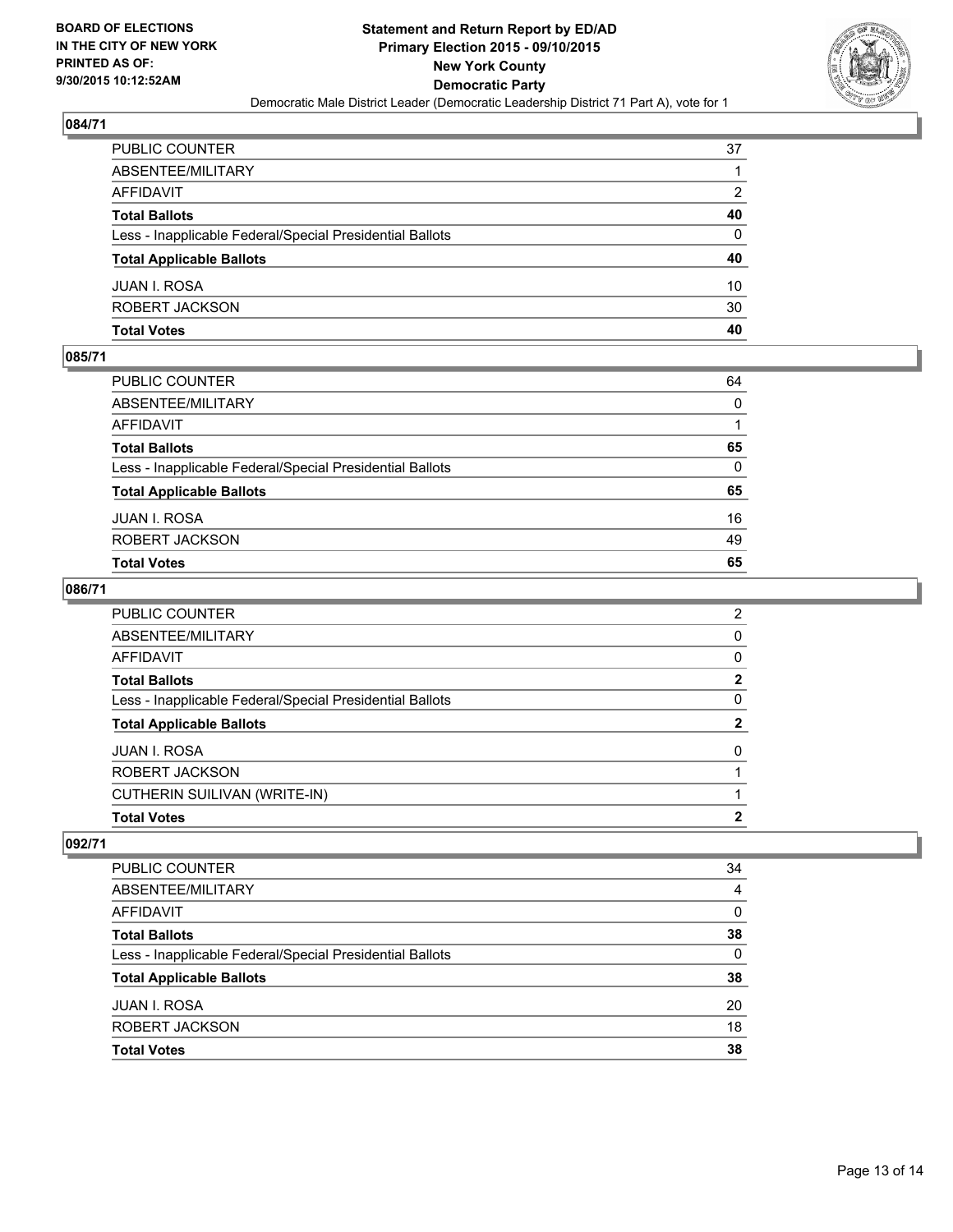BOARD OF ELECTIONS
IN THE CITY OF NEW YORK
PRINTED AS OF:
9/30/2015 10:12:52AM

**Statement and Return Report by ED/AD**
**Primary Election 2015 - 09/10/2015**
**New York County**
**Democratic Party**
Democratic Male District Leader (Democratic Leadership District 71 Part A), vote for 1

### 084/71

| | |
|---|---|
| PUBLIC COUNTER | 37 |
| ABSENTEE/MILITARY | 1 |
| AFFIDAVIT | 2 |
| **Total Ballots** | **40** |
| Less - Inapplicable Federal/Special Presidential Ballots | 0 |
| **Total Applicable Ballots** | **40** |
| JUAN I. ROSA | 10 |
| ROBERT JACKSON | 30 |
| **Total Votes** | **40** |

### 085/71

| | |
|---|---|
| PUBLIC COUNTER | 64 |
| ABSENTEE/MILITARY | 0 |
| AFFIDAVIT | 1 |
| **Total Ballots** | **65** |
| Less - Inapplicable Federal/Special Presidential Ballots | 0 |
| **Total Applicable Ballots** | **65** |
| JUAN I. ROSA | 16 |
| ROBERT JACKSON | 49 |
| **Total Votes** | **65** |

### 086/71

| | |
|---|---|
| PUBLIC COUNTER | 2 |
| ABSENTEE/MILITARY | 0 |
| AFFIDAVIT | 0 |
| **Total Ballots** | **2** |
| Less - Inapplicable Federal/Special Presidential Ballots | 0 |
| **Total Applicable Ballots** | **2** |
| JUAN I. ROSA | 0 |
| ROBERT JACKSON | 1 |
| CUTHERIN SUILIVAN (WRITE-IN) | 1 |
| **Total Votes** | **2** |

### 092/71

| | |
|---|---|
| PUBLIC COUNTER | 34 |
| ABSENTEE/MILITARY | 4 |
| AFFIDAVIT | 0 |
| **Total Ballots** | **38** |
| Less - Inapplicable Federal/Special Presidential Ballots | 0 |
| **Total Applicable Ballots** | **38** |
| JUAN I. ROSA | 20 |
| ROBERT JACKSON | 18 |
| **Total Votes** | **38** |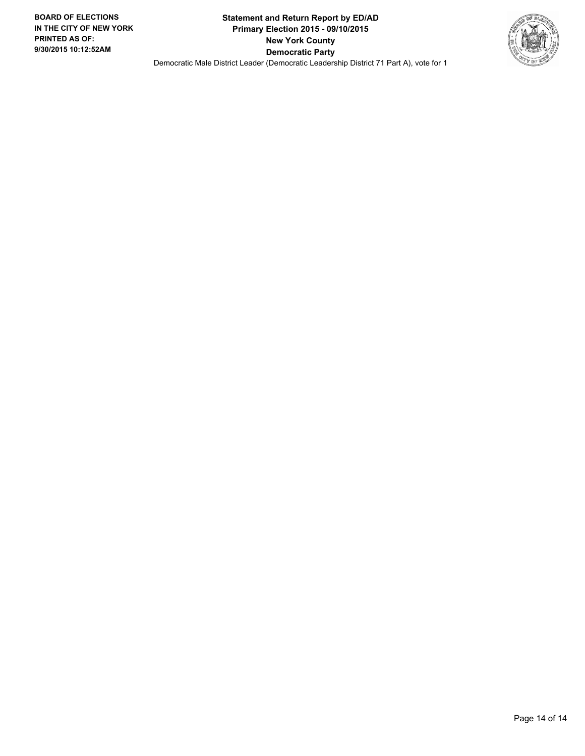**BOARD OF ELECTIONS**
**IN THE CITY OF NEW YORK**
**PRINTED AS OF:**
**9/30/2015 10:12:52AM**

**Statement and Return Report by ED/AD**
**Primary Election 2015 - 09/10/2015**
**New York County**
**Democratic Party**

Democratic Male District Leader (Democratic Leadership District 71 Part A), vote for 1